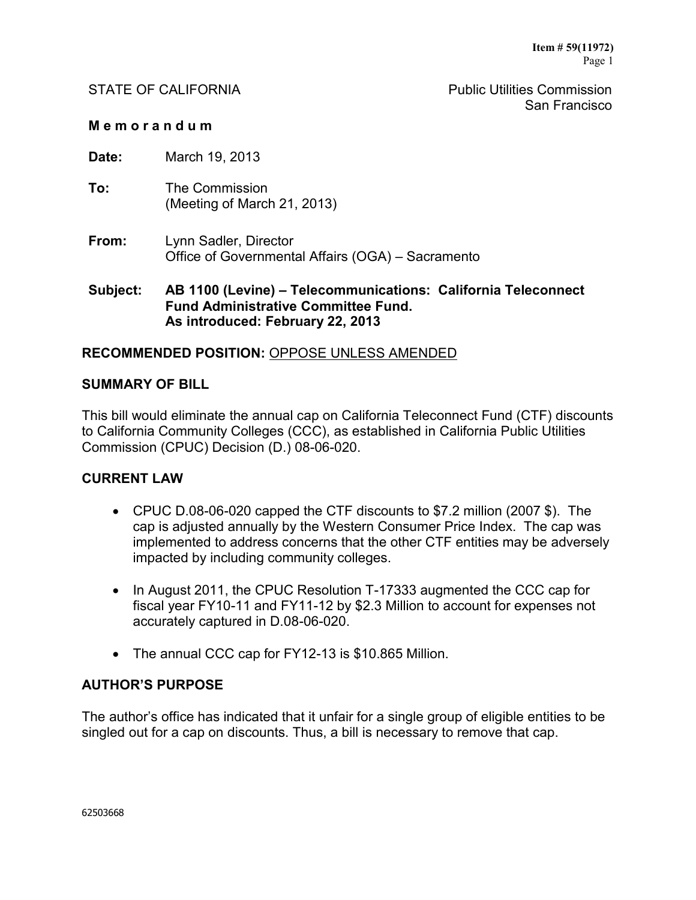Item # 59(11972)

STATE OF CALIFORNIA Public Utilities Commission
San Francisco

**M e m o r a n d u m**

**Date:** March 19, 2013

**To:** The Commission
(Meeting of March 21, 2013)

**From:** Lynn Sadler, Director
Office of Governmental Affairs (OGA) – Sacramento

**Subject:** **AB 1100 (Levine) – Telecommunications: California Teleconnect Fund Administrative Committee Fund.**
**As introduced: February 22, 2013**

## RECOMMENDED POSITION: OPPOSE UNLESS AMENDED

## SUMMARY OF BILL

This bill would eliminate the annual cap on California Teleconnect Fund (CTF) discounts to California Community Colleges (CCC), as established in California Public Utilities Commission (CPUC) Decision (D.) 08-06-020.

## CURRENT LAW

- CPUC D.08-06-020 capped the CTF discounts to $7.2 million (2007 $). The cap is adjusted annually by the Western Consumer Price Index. The cap was implemented to address concerns that the other CTF entities may be adversely impacted by including community colleges.
- In August 2011, the CPUC Resolution T-17333 augmented the CCC cap for fiscal year FY10-11 and FY11-12 by $2.3 Million to account for expenses not accurately captured in D.08-06-020.
- The annual CCC cap for FY12-13 is $10.865 Million.

## AUTHOR'S PURPOSE

The author's office has indicated that it unfair for a single group of eligible entities to be singled out for a cap on discounts. Thus, a bill is necessary to remove that cap.

62503668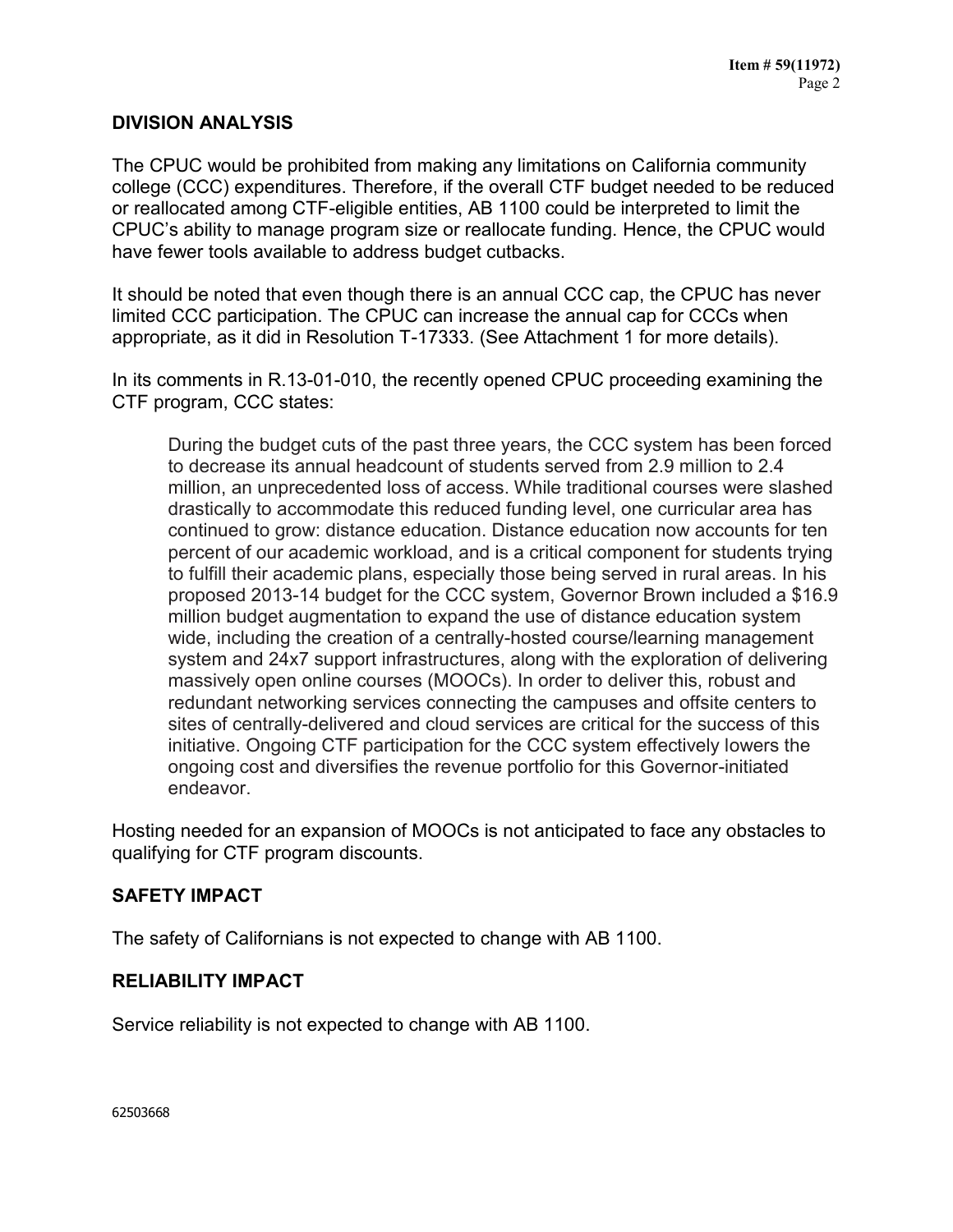## DIVISION ANALYSIS

The CPUC would be prohibited from making any limitations on California community college (CCC) expenditures. Therefore, if the overall CTF budget needed to be reduced or reallocated among CTF-eligible entities, AB 1100 could be interpreted to limit the CPUC's ability to manage program size or reallocate funding. Hence, the CPUC would have fewer tools available to address budget cutbacks.

It should be noted that even though there is an annual CCC cap, the CPUC has never limited CCC participation. The CPUC can increase the annual cap for CCCs when appropriate, as it did in Resolution T-17333. (See Attachment 1 for more details).

In its comments in R.13-01-010, the recently opened CPUC proceeding examining the CTF program, CCC states:

> During the budget cuts of the past three years, the CCC system has been forced to decrease its annual headcount of students served from 2.9 million to 2.4 million, an unprecedented loss of access. While traditional courses were slashed drastically to accommodate this reduced funding level, one curricular area has continued to grow: distance education. Distance education now accounts for ten percent of our academic workload, and is a critical component for students trying to fulfill their academic plans, especially those being served in rural areas. In his proposed 2013-14 budget for the CCC system, Governor Brown included a $16.9 million budget augmentation to expand the use of distance education system wide, including the creation of a centrally-hosted course/learning management system and 24x7 support infrastructures, along with the exploration of delivering massively open online courses (MOOCs). In order to deliver this, robust and redundant networking services connecting the campuses and offsite centers to sites of centrally-delivered and cloud services are critical for the success of this initiative. Ongoing CTF participation for the CCC system effectively lowers the ongoing cost and diversifies the revenue portfolio for this Governor-initiated endeavor.

Hosting needed for an expansion of MOOCs is not anticipated to face any obstacles to qualifying for CTF program discounts.

## SAFETY IMPACT

The safety of Californians is not expected to change with AB 1100.

## RELIABILITY IMPACT

Service reliability is not expected to change with AB 1100.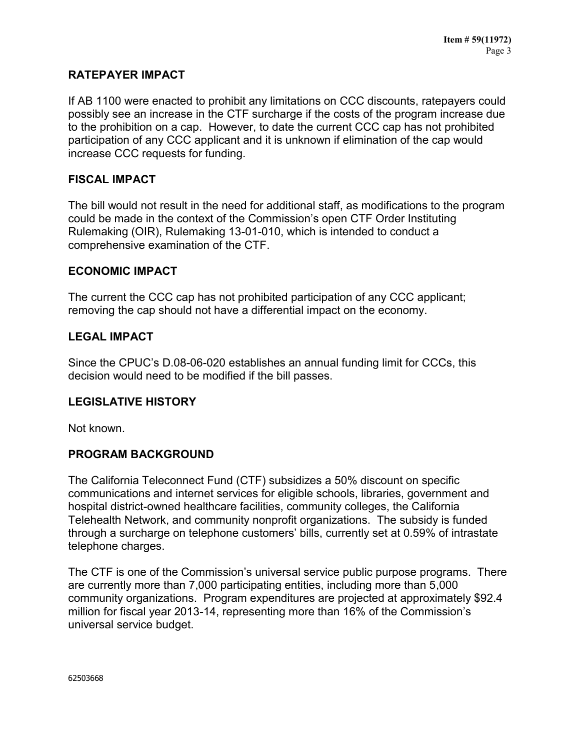## RATEPAYER IMPACT

If AB 1100 were enacted to prohibit any limitations on CCC discounts, ratepayers could possibly see an increase in the CTF surcharge if the costs of the program increase due to the prohibition on a cap. However, to date the current CCC cap has not prohibited participation of any CCC applicant and it is unknown if elimination of the cap would increase CCC requests for funding.

## FISCAL IMPACT

The bill would not result in the need for additional staff, as modifications to the program could be made in the context of the Commission's open CTF Order Instituting Rulemaking (OIR), Rulemaking 13-01-010, which is intended to conduct a comprehensive examination of the CTF.

## ECONOMIC IMPACT

The current the CCC cap has not prohibited participation of any CCC applicant; removing the cap should not have a differential impact on the economy.

## LEGAL IMPACT

Since the CPUC's D.08-06-020 establishes an annual funding limit for CCCs, this decision would need to be modified if the bill passes.

## LEGISLATIVE HISTORY

Not known.

## PROGRAM BACKGROUND

The California Teleconnect Fund (CTF) subsidizes a 50% discount on specific communications and internet services for eligible schools, libraries, government and hospital district-owned healthcare facilities, community colleges, the California Telehealth Network, and community nonprofit organizations. The subsidy is funded through a surcharge on telephone customers' bills, currently set at 0.59% of intrastate telephone charges.

The CTF is one of the Commission's universal service public purpose programs. There are currently more than 7,000 participating entities, including more than 5,000 community organizations. Program expenditures are projected at approximately $92.4 million for fiscal year 2013-14, representing more than 16% of the Commission's universal service budget.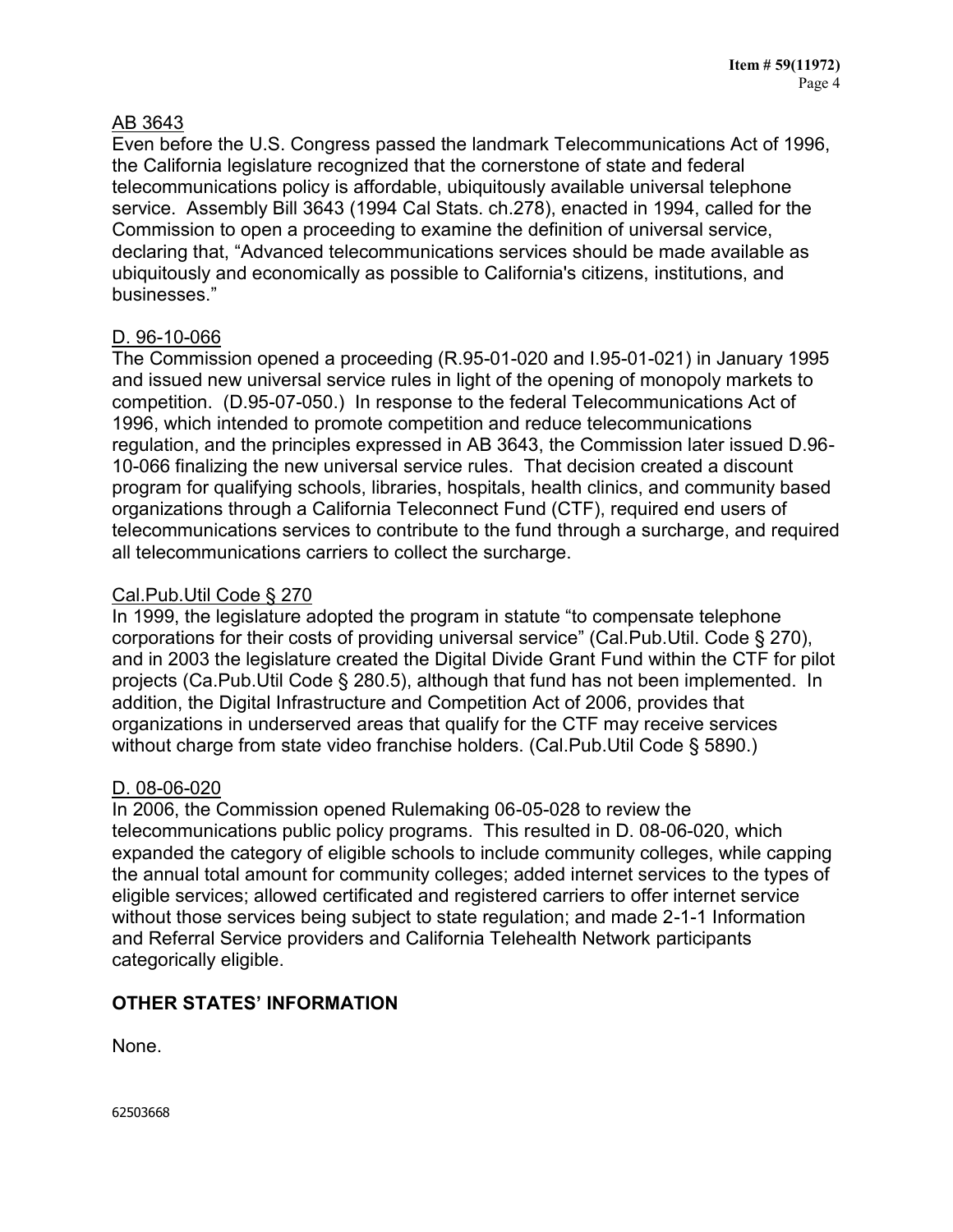AB 3643

Even before the U.S. Congress passed the landmark Telecommunications Act of 1996, the California legislature recognized that the cornerstone of state and federal telecommunications policy is affordable, ubiquitously available universal telephone service. Assembly Bill 3643 (1994 Cal Stats. ch.278), enacted in 1994, called for the Commission to open a proceeding to examine the definition of universal service, declaring that, "Advanced telecommunications services should be made available as ubiquitously and economically as possible to California's citizens, institutions, and businesses."

D. 96-10-066

The Commission opened a proceeding (R.95-01-020 and I.95-01-021) in January 1995 and issued new universal service rules in light of the opening of monopoly markets to competition. (D.95-07-050.) In response to the federal Telecommunications Act of 1996, which intended to promote competition and reduce telecommunications regulation, and the principles expressed in AB 3643, the Commission later issued D.96-10-066 finalizing the new universal service rules. That decision created a discount program for qualifying schools, libraries, hospitals, health clinics, and community based organizations through a California Teleconnect Fund (CTF), required end users of telecommunications services to contribute to the fund through a surcharge, and required all telecommunications carriers to collect the surcharge.

Cal.Pub.Util Code § 270

In 1999, the legislature adopted the program in statute "to compensate telephone corporations for their costs of providing universal service" (Cal.Pub.Util. Code § 270), and in 2003 the legislature created the Digital Divide Grant Fund within the CTF for pilot projects (Ca.Pub.Util Code § 280.5), although that fund has not been implemented. In addition, the Digital Infrastructure and Competition Act of 2006, provides that organizations in underserved areas that qualify for the CTF may receive services without charge from state video franchise holders. (Cal.Pub.Util Code § 5890.)

D. 08-06-020

In 2006, the Commission opened Rulemaking 06-05-028 to review the telecommunications public policy programs. This resulted in D. 08-06-020, which expanded the category of eligible schools to include community colleges, while capping the annual total amount for community colleges; added internet services to the types of eligible services; allowed certificated and registered carriers to offer internet service without those services being subject to state regulation; and made 2-1-1 Information and Referral Service providers and California Telehealth Network participants categorically eligible.

## OTHER STATES' INFORMATION

None.

62503668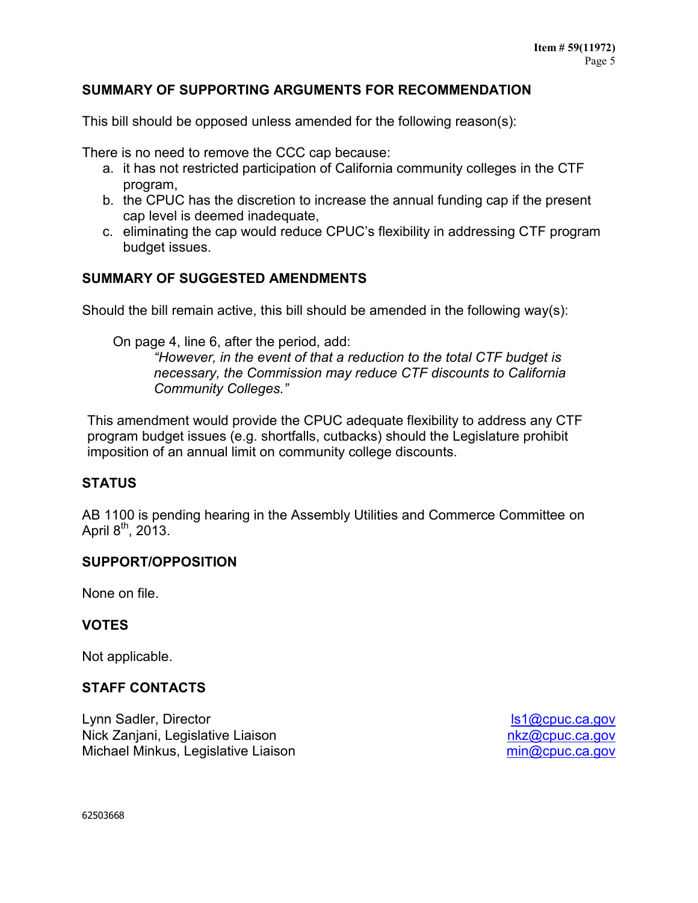## SUMMARY OF SUPPORTING ARGUMENTS FOR RECOMMENDATION

This bill should be opposed unless amended for the following reason(s):

There is no need to remove the CCC cap because:

a. it has not restricted participation of California community colleges in the CTF program,
b. the CPUC has the discretion to increase the annual funding cap if the present cap level is deemed inadequate,
c. eliminating the cap would reduce CPUC's flexibility in addressing CTF program budget issues.

## SUMMARY OF SUGGESTED AMENDMENTS

Should the bill remain active, this bill should be amended in the following way(s):

On page 4, line 6, after the period, add:

> *"However, in the event of that a reduction to the total CTF budget is necessary, the Commission may reduce CTF discounts to California Community Colleges."*

This amendment would provide the CPUC adequate flexibility to address any CTF program budget issues (e.g. shortfalls, cutbacks) should the Legislature prohibit imposition of an annual limit on community college discounts.

## STATUS

AB 1100 is pending hearing in the Assembly Utilities and Commerce Committee on April 8th, 2013.

## SUPPORT/OPPOSITION

None on file.

## VOTES

Not applicable.

## STAFF CONTACTS

| | |
|---|---|
| Lynn Sadler, Director | ls1@cpuc.ca.gov |
| Nick Zanjani, Legislative Liaison | nkz@cpuc.ca.gov |
| Michael Minkus, Legislative Liaison | min@cpuc.ca.gov |

62503668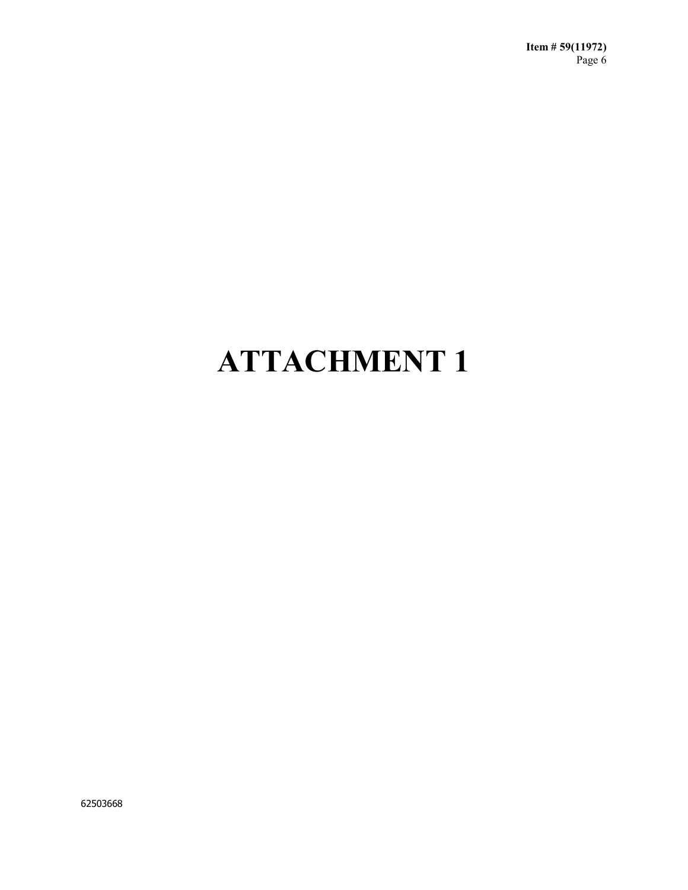# ATTACHMENT 1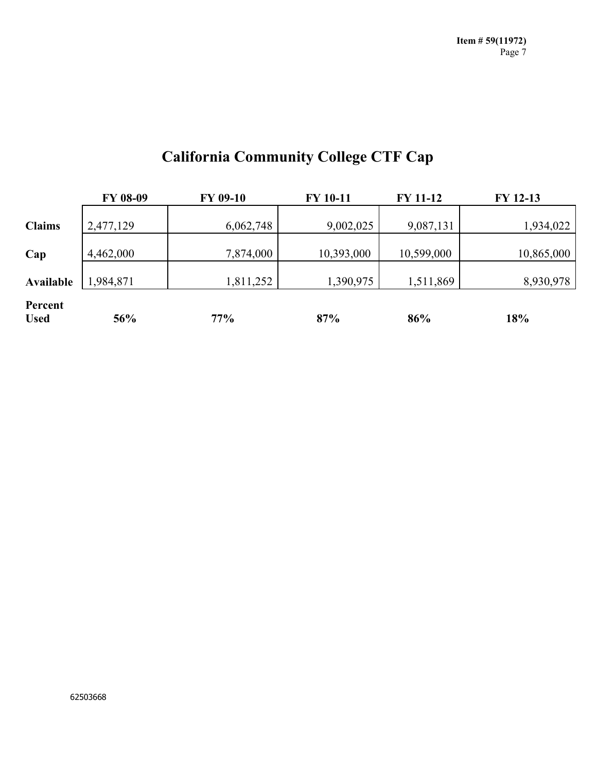# California Community College CTF Cap

| | FY 08-09 | FY 09-10 | FY 10-11 | FY 11-12 | FY 12-13 |
|---|---|---|---|---|---|
| **Claims** | 2,477,129 | 6,062,748 | 9,002,025 | 9,087,131 | 1,934,022 |
| **Cap** | 4,462,000 | 7,874,000 | 10,393,000 | 10,599,000 | 10,865,000 |
| **Available** | 1,984,871 | 1,811,252 | 1,390,975 | 1,511,869 | 8,930,978 |
| **Percent Used** | **56%** | **77%** | **87%** | **86%** | **18%** |

62503668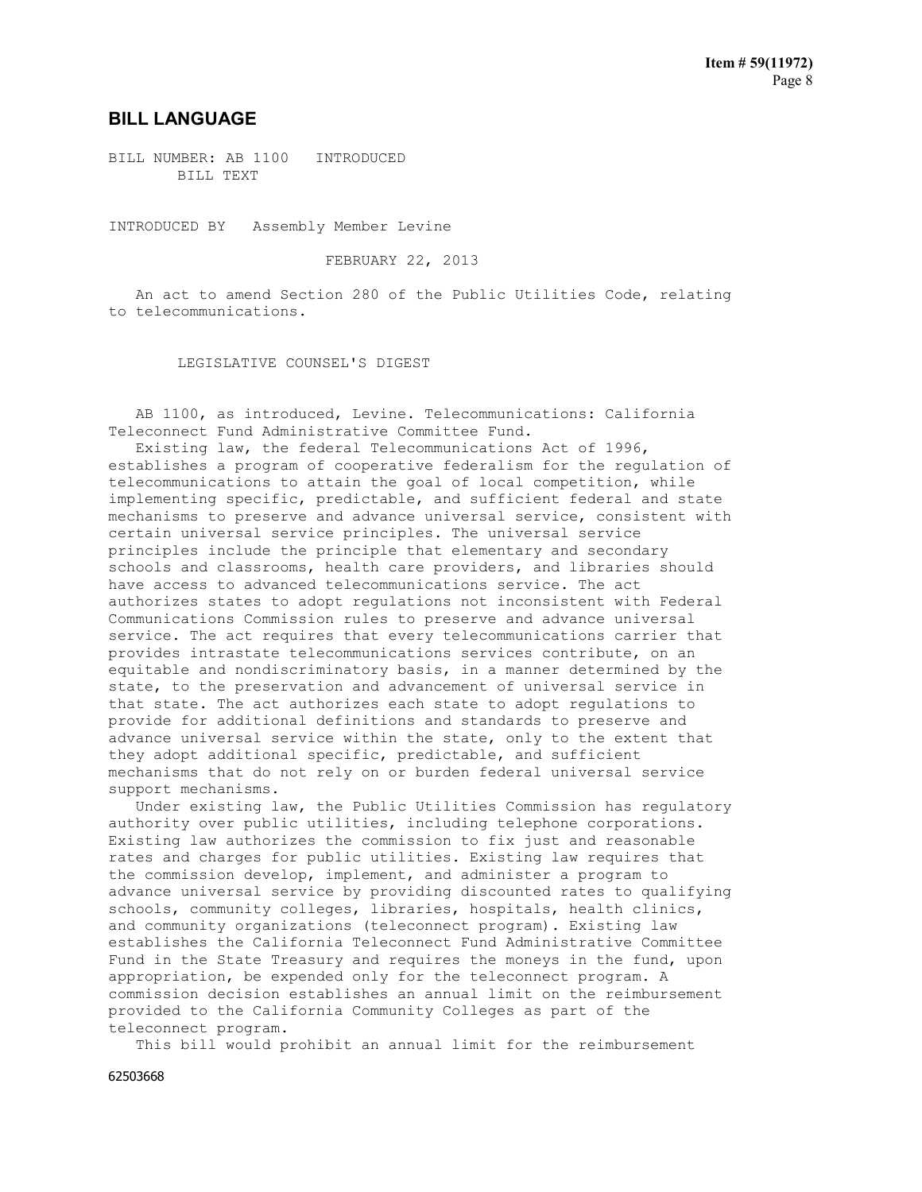## BILL LANGUAGE

BILL NUMBER: AB 1100 INTRODUCED
BILL TEXT

INTRODUCED BY Assembly Member Levine

FEBRUARY 22, 2013

An act to amend Section 280 of the Public Utilities Code, relating to telecommunications.

LEGISLATIVE COUNSEL'S DIGEST

AB 1100, as introduced, Levine. Telecommunications: California Teleconnect Fund Administrative Committee Fund.

Existing law, the federal Telecommunications Act of 1996, establishes a program of cooperative federalism for the regulation of telecommunications to attain the goal of local competition, while implementing specific, predictable, and sufficient federal and state mechanisms to preserve and advance universal service, consistent with certain universal service principles. The universal service principles include the principle that elementary and secondary schools and classrooms, health care providers, and libraries should have access to advanced telecommunications service. The act authorizes states to adopt regulations not inconsistent with Federal Communications Commission rules to preserve and advance universal service. The act requires that every telecommunications carrier that provides intrastate telecommunications services contribute, on an equitable and nondiscriminatory basis, in a manner determined by the state, to the preservation and advancement of universal service in that state. The act authorizes each state to adopt regulations to provide for additional definitions and standards to preserve and advance universal service within the state, only to the extent that they adopt additional specific, predictable, and sufficient mechanisms that do not rely on or burden federal universal service support mechanisms.

Under existing law, the Public Utilities Commission has regulatory authority over public utilities, including telephone corporations. Existing law authorizes the commission to fix just and reasonable rates and charges for public utilities. Existing law requires that the commission develop, implement, and administer a program to advance universal service by providing discounted rates to qualifying schools, community colleges, libraries, hospitals, health clinics, and community organizations (teleconnect program). Existing law establishes the California Teleconnect Fund Administrative Committee Fund in the State Treasury and requires the moneys in the fund, upon appropriation, be expended only for the teleconnect program. A commission decision establishes an annual limit on the reimbursement provided to the California Community Colleges as part of the teleconnect program.

This bill would prohibit an annual limit for the reimbursement

62503668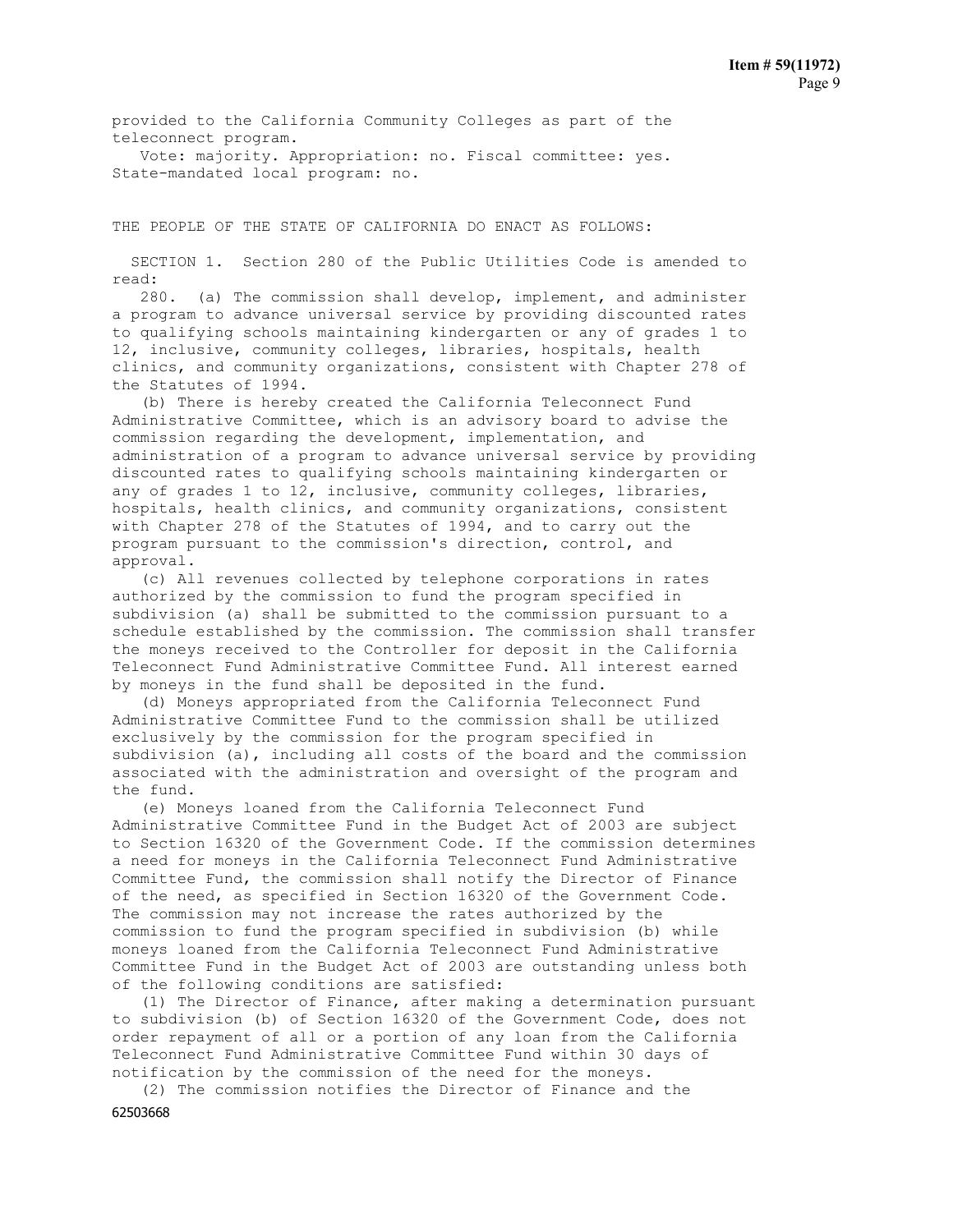provided to the California Community Colleges as part of the teleconnect program.

Vote: majority. Appropriation: no. Fiscal committee: yes. State-mandated local program: no.

THE PEOPLE OF THE STATE OF CALIFORNIA DO ENACT AS FOLLOWS:

SECTION 1. Section 280 of the Public Utilities Code is amended to read:

280. (a) The commission shall develop, implement, and administer a program to advance universal service by providing discounted rates to qualifying schools maintaining kindergarten or any of grades 1 to 12, inclusive, community colleges, libraries, hospitals, health clinics, and community organizations, consistent with Chapter 278 of the Statutes of 1994.

(b) There is hereby created the California Teleconnect Fund Administrative Committee, which is an advisory board to advise the commission regarding the development, implementation, and administration of a program to advance universal service by providing discounted rates to qualifying schools maintaining kindergarten or any of grades 1 to 12, inclusive, community colleges, libraries, hospitals, health clinics, and community organizations, consistent with Chapter 278 of the Statutes of 1994, and to carry out the program pursuant to the commission's direction, control, and approval.

(c) All revenues collected by telephone corporations in rates authorized by the commission to fund the program specified in subdivision (a) shall be submitted to the commission pursuant to a schedule established by the commission. The commission shall transfer the moneys received to the Controller for deposit in the California Teleconnect Fund Administrative Committee Fund. All interest earned by moneys in the fund shall be deposited in the fund.

(d) Moneys appropriated from the California Teleconnect Fund Administrative Committee Fund to the commission shall be utilized exclusively by the commission for the program specified in subdivision (a), including all costs of the board and the commission associated with the administration and oversight of the program and the fund.

(e) Moneys loaned from the California Teleconnect Fund Administrative Committee Fund in the Budget Act of 2003 are subject to Section 16320 of the Government Code. If the commission determines a need for moneys in the California Teleconnect Fund Administrative Committee Fund, the commission shall notify the Director of Finance of the need, as specified in Section 16320 of the Government Code. The commission may not increase the rates authorized by the commission to fund the program specified in subdivision (b) while moneys loaned from the California Teleconnect Fund Administrative Committee Fund in the Budget Act of 2003 are outstanding unless both of the following conditions are satisfied:

(1) The Director of Finance, after making a determination pursuant to subdivision (b) of Section 16320 of the Government Code, does not order repayment of all or a portion of any loan from the California Teleconnect Fund Administrative Committee Fund within 30 days of notification by the commission of the need for the moneys.

(2) The commission notifies the Director of Finance and the

62503668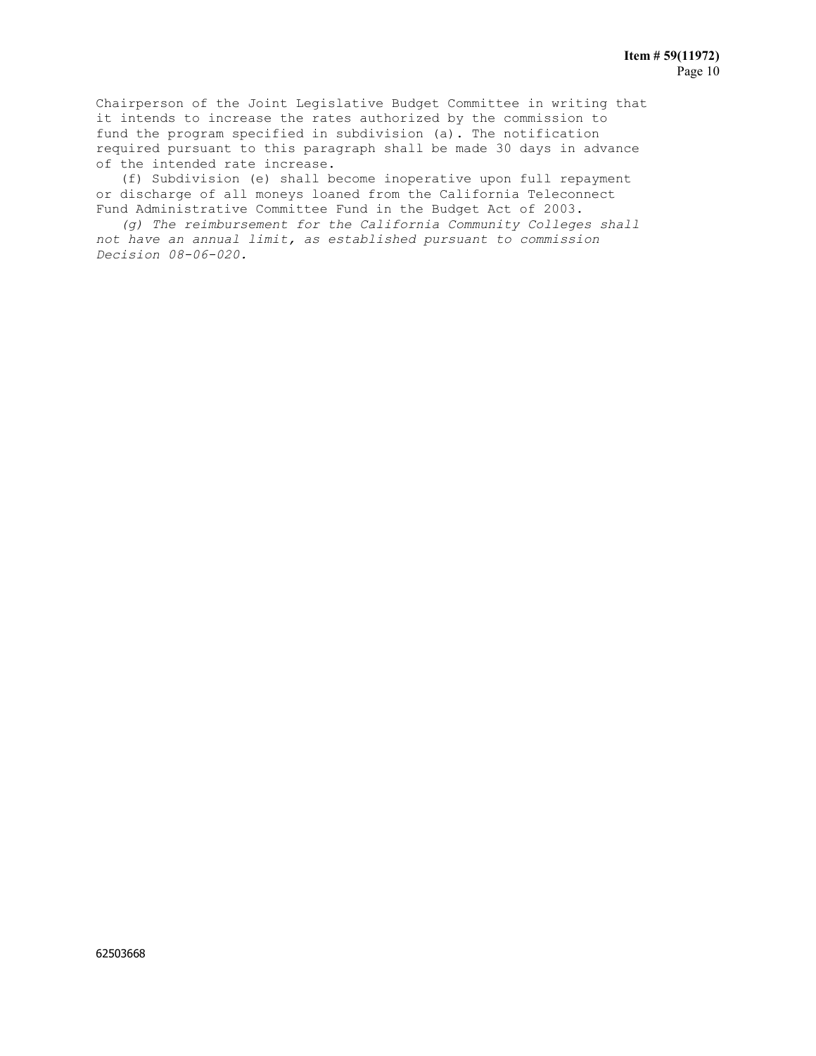Chairperson of the Joint Legislative Budget Committee in writing that it intends to increase the rates authorized by the commission to fund the program specified in subdivision (a). The notification required pursuant to this paragraph shall be made 30 days in advance of the intended rate increase.

(f) Subdivision (e) shall become inoperative upon full repayment or discharge of all moneys loaned from the California Teleconnect Fund Administrative Committee Fund in the Budget Act of 2003.

*(g) The reimbursement for the California Community Colleges shall not have an annual limit, as established pursuant to commission Decision 08-06-020.*

62503668